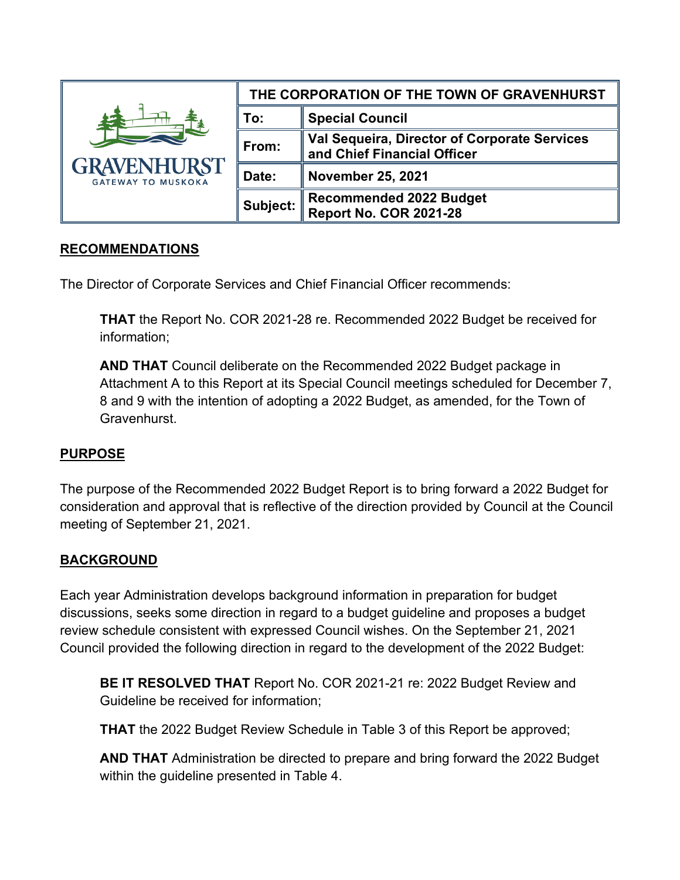| GRAVENHURST GATEWAY TO MUSKOKA | THE CORPORATION OF THE TOWN OF GRAVENHURST | |
|---|---|---|
| | **To:** | **Special Council** |
| | **From:** | **Val Sequeira, Director of Corporate Services and Chief Financial Officer** |
| | **Date:** | **November 25, 2021** |
| | **Subject:** | **Recommended 2022 Budget Report No. COR 2021-28** |

## RECOMMENDATIONS

The Director of Corporate Services and Chief Financial Officer recommends:

> **THAT** the Report No. COR 2021-28 re. Recommended 2022 Budget be received for information;
>
> **AND THAT** Council deliberate on the Recommended 2022 Budget package in Attachment A to this Report at its Special Council meetings scheduled for December 7, 8 and 9 with the intention of adopting a 2022 Budget, as amended, for the Town of Gravenhurst.

## PURPOSE

The purpose of the Recommended 2022 Budget Report is to bring forward a 2022 Budget for consideration and approval that is reflective of the direction provided by Council at the Council meeting of September 21, 2021.

## BACKGROUND

Each year Administration develops background information in preparation for budget discussions, seeks some direction in regard to a budget guideline and proposes a budget review schedule consistent with expressed Council wishes. On the September 21, 2021 Council provided the following direction in regard to the development of the 2022 Budget:

> **BE IT RESOLVED THAT** Report No. COR 2021-21 re: 2022 Budget Review and Guideline be received for information;
>
> **THAT** the 2022 Budget Review Schedule in Table 3 of this Report be approved;
>
> **AND THAT** Administration be directed to prepare and bring forward the 2022 Budget within the guideline presented in Table 4.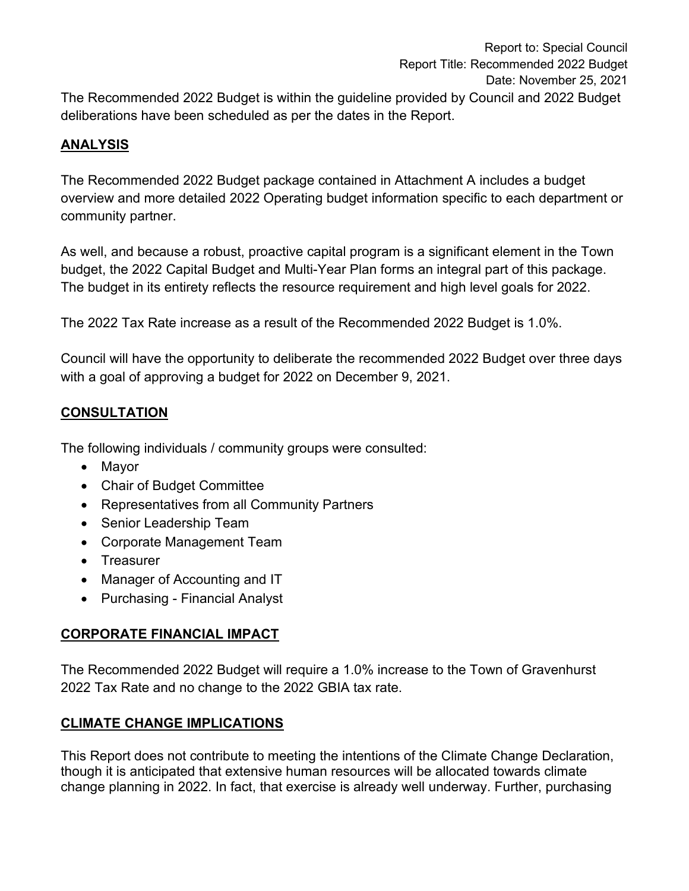The Recommended 2022 Budget is within the guideline provided by Council and 2022 Budget deliberations have been scheduled as per the dates in the Report.

## ANALYSIS

The Recommended 2022 Budget package contained in Attachment A includes a budget overview and more detailed 2022 Operating budget information specific to each department or community partner.

As well, and because a robust, proactive capital program is a significant element in the Town budget, the 2022 Capital Budget and Multi-Year Plan forms an integral part of this package. The budget in its entirety reflects the resource requirement and high level goals for 2022.

The 2022 Tax Rate increase as a result of the Recommended 2022 Budget is 1.0%.

Council will have the opportunity to deliberate the recommended 2022 Budget over three days with a goal of approving a budget for 2022 on December 9, 2021.

## CONSULTATION

The following individuals / community groups were consulted:

- Mayor
- Chair of Budget Committee
- Representatives from all Community Partners
- Senior Leadership Team
- Corporate Management Team
- Treasurer
- Manager of Accounting and IT
- Purchasing - Financial Analyst

## CORPORATE FINANCIAL IMPACT

The Recommended 2022 Budget will require a 1.0% increase to the Town of Gravenhurst 2022 Tax Rate and no change to the 2022 GBIA tax rate.

## CLIMATE CHANGE IMPLICATIONS

This Report does not contribute to meeting the intentions of the Climate Change Declaration, though it is anticipated that extensive human resources will be allocated towards climate change planning in 2022. In fact, that exercise is already well underway. Further, purchasing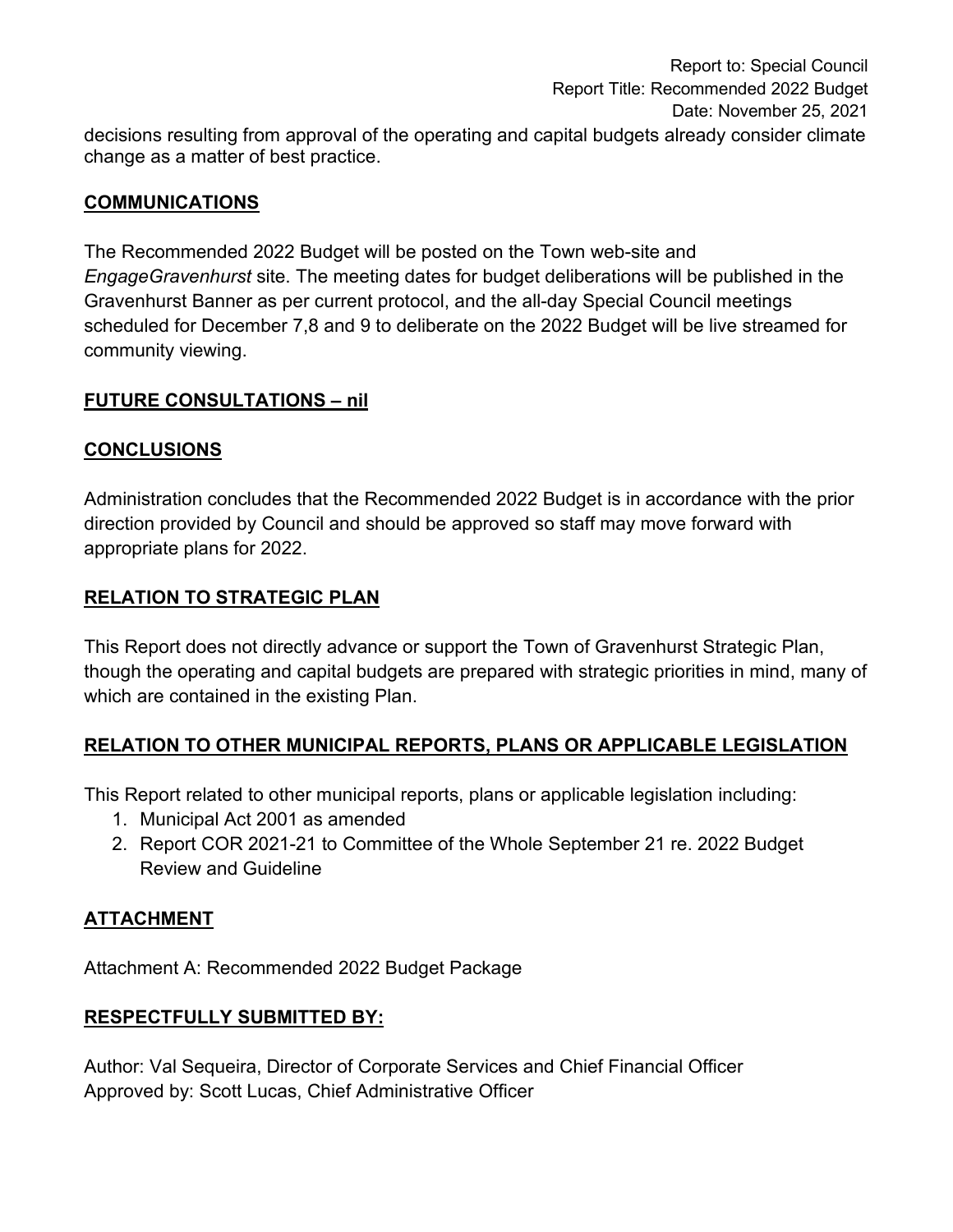decisions resulting from approval of the operating and capital budgets already consider climate change as a matter of best practice.

## COMMUNICATIONS

The Recommended 2022 Budget will be posted on the Town web-site and *EngageGravenhurst* site. The meeting dates for budget deliberations will be published in the Gravenhurst Banner as per current protocol, and the all-day Special Council meetings scheduled for December 7,8 and 9 to deliberate on the 2022 Budget will be live streamed for community viewing.

## FUTURE CONSULTATIONS – nil

## CONCLUSIONS

Administration concludes that the Recommended 2022 Budget is in accordance with the prior direction provided by Council and should be approved so staff may move forward with appropriate plans for 2022.

## RELATION TO STRATEGIC PLAN

This Report does not directly advance or support the Town of Gravenhurst Strategic Plan, though the operating and capital budgets are prepared with strategic priorities in mind, many of which are contained in the existing Plan.

## RELATION TO OTHER MUNICIPAL REPORTS, PLANS OR APPLICABLE LEGISLATION

This Report related to other municipal reports, plans or applicable legislation including:

1. Municipal Act 2001 as amended
2. Report COR 2021-21 to Committee of the Whole September 21 re. 2022 Budget Review and Guideline

## ATTACHMENT

Attachment A: Recommended 2022 Budget Package

## RESPECTFULLY SUBMITTED BY:

Author: Val Sequeira, Director of Corporate Services and Chief Financial Officer
Approved by: Scott Lucas, Chief Administrative Officer